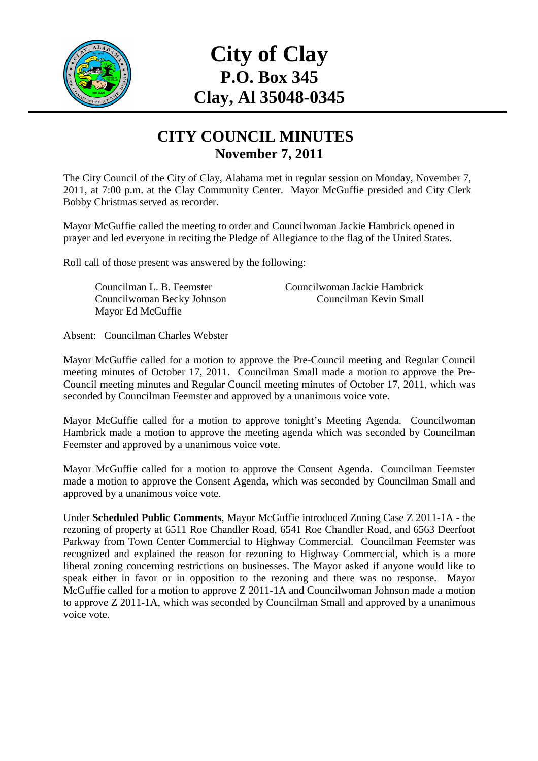# City of Clay
## P.O. Box 345
## Clay, Al 35048-0345

## CITY COUNCIL MINUTES
### November 7, 2011

The City Council of the City of Clay, Alabama met in regular session on Monday, November 7, 2011, at 7:00 p.m. at the Clay Community Center. Mayor McGuffie presided and City Clerk Bobby Christmas served as recorder.

Mayor McGuffie called the meeting to order and Councilwoman Jackie Hambrick opened in prayer and led everyone in reciting the Pledge of Allegiance to the flag of the United States.

Roll call of those present was answered by the following:

Councilman L. B. Feemster
Councilwoman Jackie Hambrick
Councilwoman Becky Johnson
Councilman Kevin Small
Mayor Ed McGuffie

Absent: Councilman Charles Webster

Mayor McGuffie called for a motion to approve the Pre-Council meeting and Regular Council meeting minutes of October 17, 2011. Councilman Small made a motion to approve the Pre-Council meeting minutes and Regular Council meeting minutes of October 17, 2011, which was seconded by Councilman Feemster and approved by a unanimous voice vote.

Mayor McGuffie called for a motion to approve tonight's Meeting Agenda. Councilwoman Hambrick made a motion to approve the meeting agenda which was seconded by Councilman Feemster and approved by a unanimous voice vote.

Mayor McGuffie called for a motion to approve the Consent Agenda. Councilman Feemster made a motion to approve the Consent Agenda, which was seconded by Councilman Small and approved by a unanimous voice vote.

Under **Scheduled Public Comments**, Mayor McGuffie introduced Zoning Case Z 2011-1A - the rezoning of property at 6511 Roe Chandler Road, 6541 Roe Chandler Road, and 6563 Deerfoot Parkway from Town Center Commercial to Highway Commercial. Councilman Feemster was recognized and explained the reason for rezoning to Highway Commercial, which is a more liberal zoning concerning restrictions on businesses. The Mayor asked if anyone would like to speak either in favor or in opposition to the rezoning and there was no response. Mayor McGuffie called for a motion to approve Z 2011-1A and Councilwoman Johnson made a motion to approve Z 2011-1A, which was seconded by Councilman Small and approved by a unanimous voice vote.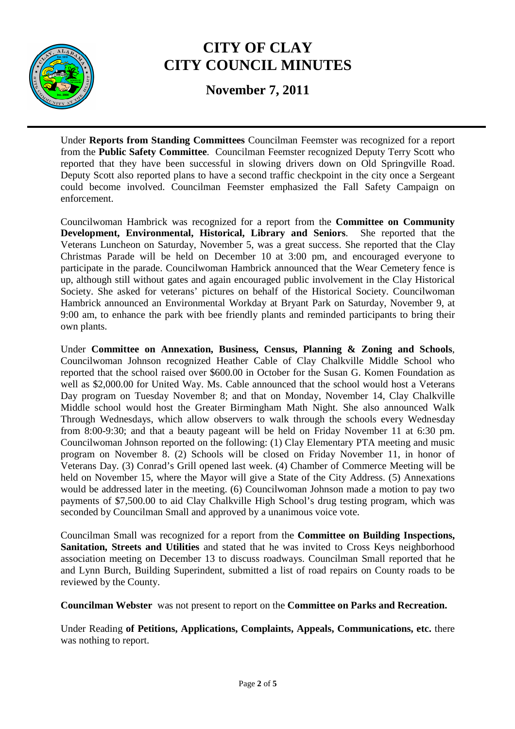Under **Reports from Standing Committees** Councilman Feemster was recognized for a report from the **Public Safety Committee**. Councilman Feemster recognized Deputy Terry Scott who reported that they have been successful in slowing drivers down on Old Springville Road. Deputy Scott also reported plans to have a second traffic checkpoint in the city once a Sergeant could become involved. Councilman Feemster emphasized the Fall Safety Campaign on enforcement.

Councilwoman Hambrick was recognized for a report from the **Committee on Community Development, Environmental, Historical, Library and Seniors**. She reported that the Veterans Luncheon on Saturday, November 5, was a great success. She reported that the Clay Christmas Parade will be held on December 10 at 3:00 pm, and encouraged everyone to participate in the parade. Councilwoman Hambrick announced that the Wear Cemetery fence is up, although still without gates and again encouraged public involvement in the Clay Historical Society. She asked for veterans' pictures on behalf of the Historical Society. Councilwoman Hambrick announced an Environmental Workday at Bryant Park on Saturday, November 9, at 9:00 am, to enhance the park with bee friendly plants and reminded participants to bring their own plants.

Under **Committee on Annexation, Business, Census, Planning & Zoning and Schools**, Councilwoman Johnson recognized Heather Cable of Clay Chalkville Middle School who reported that the school raised over $600.00 in October for the Susan G. Komen Foundation as well as $2,000.00 for United Way. Ms. Cable announced that the school would host a Veterans Day program on Tuesday November 8; and that on Monday, November 14, Clay Chalkville Middle school would host the Greater Birmingham Math Night. She also announced Walk Through Wednesdays, which allow observers to walk through the schools every Wednesday from 8:00-9:30; and that a beauty pageant will be held on Friday November 11 at 6:30 pm. Councilwoman Johnson reported on the following: (1) Clay Elementary PTA meeting and music program on November 8. (2) Schools will be closed on Friday November 11, in honor of Veterans Day. (3) Conrad's Grill opened last week. (4) Chamber of Commerce Meeting will be held on November 15, where the Mayor will give a State of the City Address. (5) Annexations would be addressed later in the meeting. (6) Councilwoman Johnson made a motion to pay two payments of $7,500.00 to aid Clay Chalkville High School's drug testing program, which was seconded by Councilman Small and approved by a unanimous voice vote.

Councilman Small was recognized for a report from the **Committee on Building Inspections, Sanitation, Streets and Utilities** and stated that he was invited to Cross Keys neighborhood association meeting on December 13 to discuss roadways. Councilman Small reported that he and Lynn Burch, Building Superindent, submitted a list of road repairs on County roads to be reviewed by the County.

**Councilman Webster** was not present to report on the **Committee on Parks and Recreation.**

Under Reading **of Petitions, Applications, Complaints, Appeals, Communications, etc.** there was nothing to report.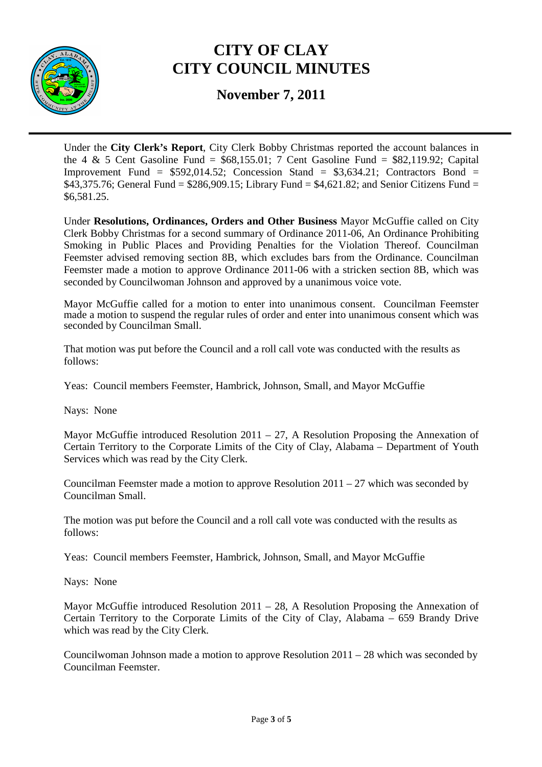Under the **City Clerk's Report**, City Clerk Bobby Christmas reported the account balances in the 4 & 5 Cent Gasoline Fund = $68,155.01; 7 Cent Gasoline Fund = $82,119.92; Capital Improvement Fund = $592,014.52; Concession Stand = $3,634.21; Contractors Bond = $43,375.76; General Fund = $286,909.15; Library Fund = $4,621.82; and Senior Citizens Fund = $6,581.25.

Under **Resolutions, Ordinances, Orders and Other Business** Mayor McGuffie called on City Clerk Bobby Christmas for a second summary of Ordinance 2011-06, An Ordinance Prohibiting Smoking in Public Places and Providing Penalties for the Violation Thereof. Councilman Feemster advised removing section 8B, which excludes bars from the Ordinance. Councilman Feemster made a motion to approve Ordinance 2011-06 with a stricken section 8B, which was seconded by Councilwoman Johnson and approved by a unanimous voice vote.

Mayor McGuffie called for a motion to enter into unanimous consent. Councilman Feemster made a motion to suspend the regular rules of order and enter into unanimous consent which was seconded by Councilman Small.

That motion was put before the Council and a roll call vote was conducted with the results as follows:

Yeas: Council members Feemster, Hambrick, Johnson, Small, and Mayor McGuffie

Nays: None

Mayor McGuffie introduced Resolution 2011 – 27, A Resolution Proposing the Annexation of Certain Territory to the Corporate Limits of the City of Clay, Alabama – Department of Youth Services which was read by the City Clerk.

Councilman Feemster made a motion to approve Resolution 2011 – 27 which was seconded by Councilman Small.

The motion was put before the Council and a roll call vote was conducted with the results as follows:

Yeas: Council members Feemster, Hambrick, Johnson, Small, and Mayor McGuffie

Nays: None

Mayor McGuffie introduced Resolution 2011 – 28, A Resolution Proposing the Annexation of Certain Territory to the Corporate Limits of the City of Clay, Alabama – 659 Brandy Drive which was read by the City Clerk.

Councilwoman Johnson made a motion to approve Resolution 2011 – 28 which was seconded by Councilman Feemster.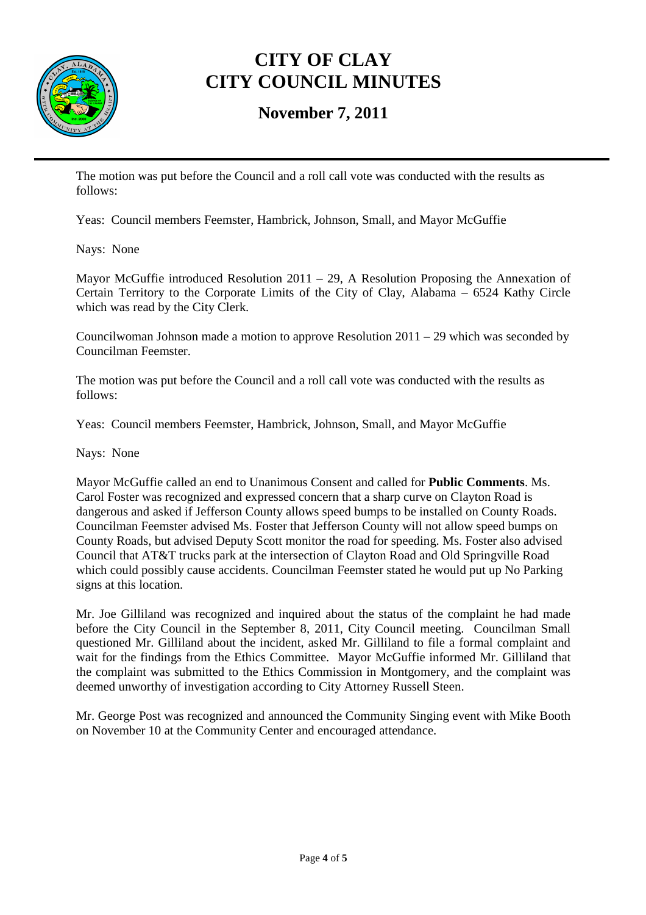The motion was put before the Council and a roll call vote was conducted with the results as follows:

Yeas: Council members Feemster, Hambrick, Johnson, Small, and Mayor McGuffie

Nays: None

Mayor McGuffie introduced Resolution 2011 – 29, A Resolution Proposing the Annexation of Certain Territory to the Corporate Limits of the City of Clay, Alabama – 6524 Kathy Circle which was read by the City Clerk.

Councilwoman Johnson made a motion to approve Resolution 2011 – 29 which was seconded by Councilman Feemster.

The motion was put before the Council and a roll call vote was conducted with the results as follows:

Yeas: Council members Feemster, Hambrick, Johnson, Small, and Mayor McGuffie

Nays: None

Mayor McGuffie called an end to Unanimous Consent and called for **Public Comments**. Ms. Carol Foster was recognized and expressed concern that a sharp curve on Clayton Road is dangerous and asked if Jefferson County allows speed bumps to be installed on County Roads. Councilman Feemster advised Ms. Foster that Jefferson County will not allow speed bumps on County Roads, but advised Deputy Scott monitor the road for speeding. Ms. Foster also advised Council that AT&T trucks park at the intersection of Clayton Road and Old Springville Road which could possibly cause accidents. Councilman Feemster stated he would put up No Parking signs at this location.

Mr. Joe Gilliland was recognized and inquired about the status of the complaint he had made before the City Council in the September 8, 2011, City Council meeting. Councilman Small questioned Mr. Gilliland about the incident, asked Mr. Gilliland to file a formal complaint and wait for the findings from the Ethics Committee. Mayor McGuffie informed Mr. Gilliland that the complaint was submitted to the Ethics Commission in Montgomery, and the complaint was deemed unworthy of investigation according to City Attorney Russell Steen.

Mr. George Post was recognized and announced the Community Singing event with Mike Booth on November 10 at the Community Center and encouraged attendance.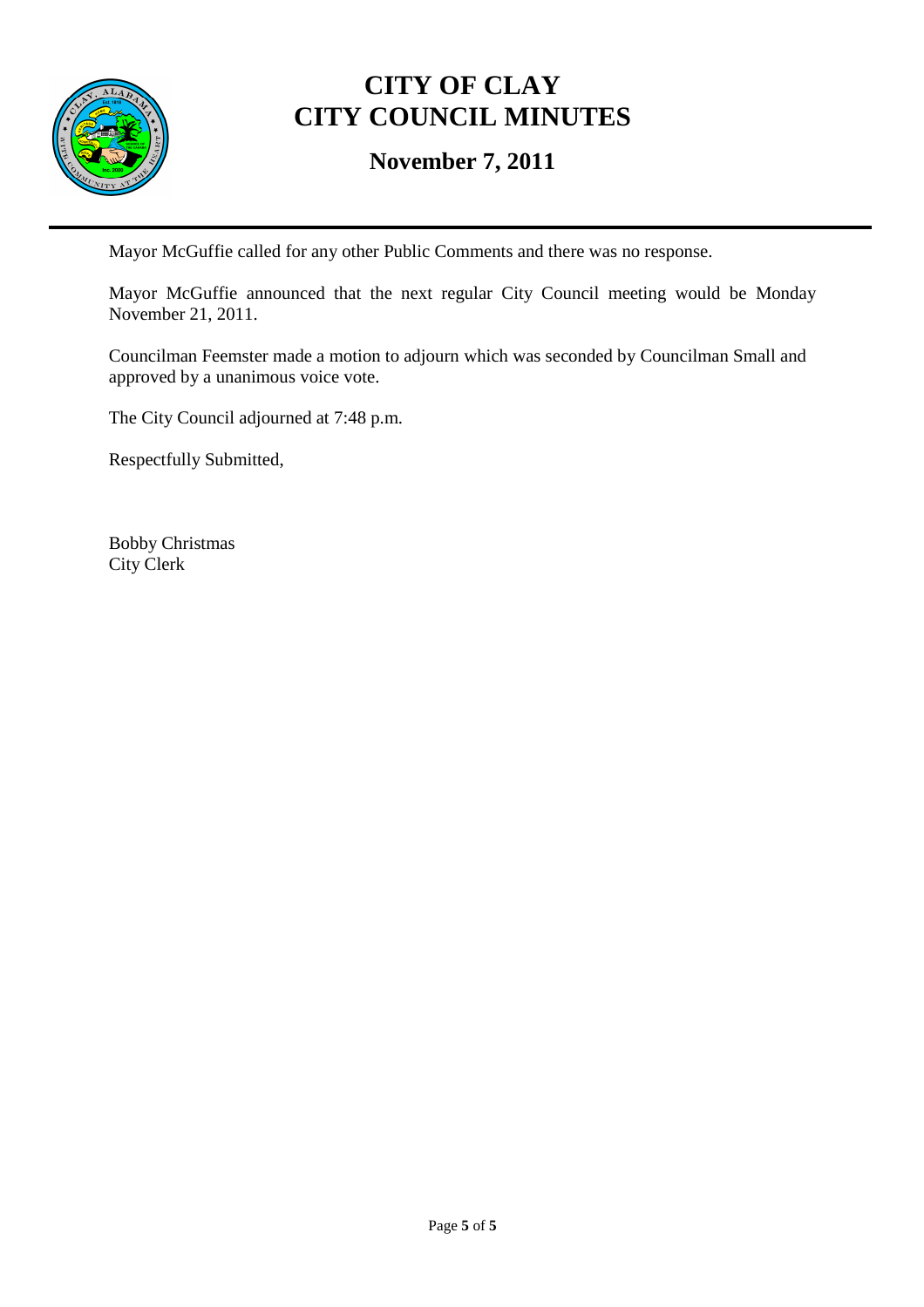Mayor McGuffie called for any other Public Comments and there was no response.

Mayor McGuffie announced that the next regular City Council meeting would be Monday November 21, 2011.

Councilman Feemster made a motion to adjourn which was seconded by Councilman Small and approved by a unanimous voice vote.

The City Council adjourned at 7:48 p.m.

Respectfully Submitted,

Bobby Christmas
City Clerk